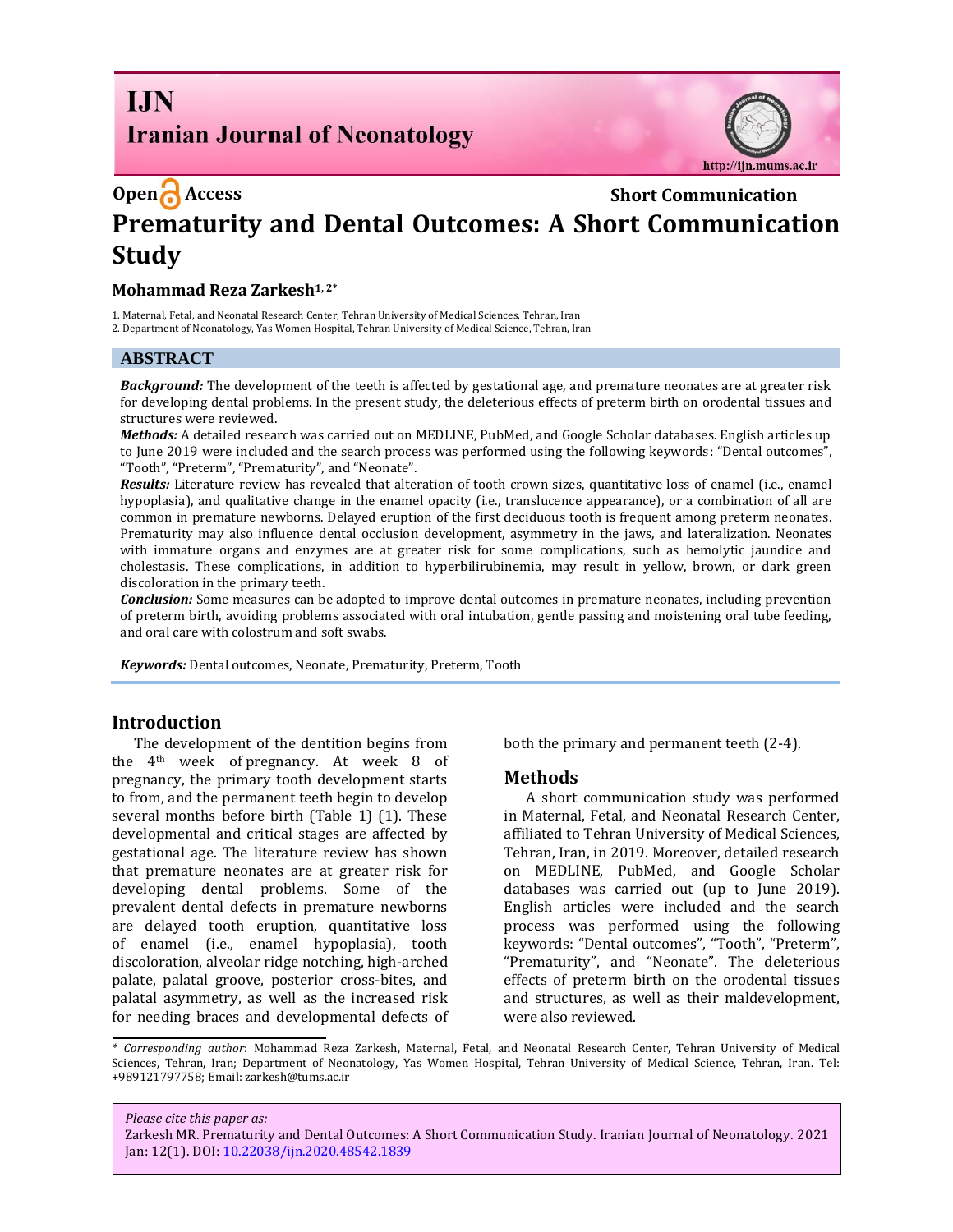# IJN Iranian Journal of Neonatology

Open Access

Short Communication

# Prematurity and Dental Outcomes: A Short Communication Study

**Mohammad Reza Zarkesh**[1, 2*]

1. Maternal, Fetal, and Neonatal Research Center, Tehran University of Medical Sciences, Tehran, Iran
2. Department of Neonatology, Yas Women Hospital, Tehran University of Medical Science, Tehran, Iran

## ABSTRACT

***Background:*** The development of the teeth is affected by gestational age, and premature neonates are at greater risk for developing dental problems. In the present study, the deleterious effects of preterm birth on orodental tissues and structures were reviewed.

***Methods:*** A detailed research was carried out on MEDLINE, PubMed, and Google Scholar databases. English articles up to June 2019 were included and the search process was performed using the following keywords: "Dental outcomes", "Tooth", "Preterm", "Prematurity", and "Neonate".

***Results:*** Literature review has revealed that alteration of tooth crown sizes, quantitative loss of enamel (i.e., enamel hypoplasia), and qualitative change in the enamel opacity (i.e., translucence appearance), or a combination of all are common in premature newborns. Delayed eruption of the first deciduous tooth is frequent among preterm neonates. Prematurity may also influence dental occlusion development, asymmetry in the jaws, and lateralization. Neonates with immature organs and enzymes are at greater risk for some complications, such as hemolytic jaundice and cholestasis. These complications, in addition to hyperbilirubinemia, may result in yellow, brown, or dark green discoloration in the primary teeth.

***Conclusion:*** Some measures can be adopted to improve dental outcomes in premature neonates, including prevention of preterm birth, avoiding problems associated with oral intubation, gentle passing and moistening oral tube feeding, and oral care with colostrum and soft swabs.

***Keywords:*** Dental outcomes, Neonate, Prematurity, Preterm, Tooth

## Introduction

The development of the dentition begins from the 4th week of pregnancy. At week 8 of pregnancy, the primary tooth development starts to from, and the permanent teeth begin to develop several months before birth (Table 1) (1). These developmental and critical stages are affected by gestational age. The literature review has shown that premature neonates are at greater risk for developing dental problems. Some of the prevalent dental defects in premature newborns are delayed tooth eruption, quantitative loss of enamel (i.e., enamel hypoplasia), tooth discoloration, alveolar ridge notching, high-arched palate, palatal groove, posterior cross-bites, and palatal asymmetry, as well as the increased risk for needing braces and developmental defects of both the primary and permanent teeth (2-4).

## Methods

A short communication study was performed in Maternal, Fetal, and Neonatal Research Center, affiliated to Tehran University of Medical Sciences, Tehran, Iran, in 2019. Moreover, detailed research on MEDLINE, PubMed, and Google Scholar databases was carried out (up to June 2019). English articles were included and the search process was performed using the following keywords: "Dental outcomes", "Tooth", "Preterm", "Prematurity", and "Neonate". The deleterious effects of preterm birth on the orodental tissues and structures, as well as their maldevelopment, were also reviewed.

---

*\* Corresponding author*: Mohammad Reza Zarkesh, Maternal, Fetal, and Neonatal Research Center, Tehran University of Medical Sciences, Tehran, Iran; Department of Neonatology, Yas Women Hospital, Tehran University of Medical Science, Tehran, Iran. Tel: +989121797758; Email: zarkesh@tums.ac.ir

*Please cite this paper as:*
Zarkesh MR. Prematurity and Dental Outcomes: A Short Communication Study. Iranian Journal of Neonatology. 2021 Jan: 12(1). DOI: 10.22038/ijn.2020.48542.1839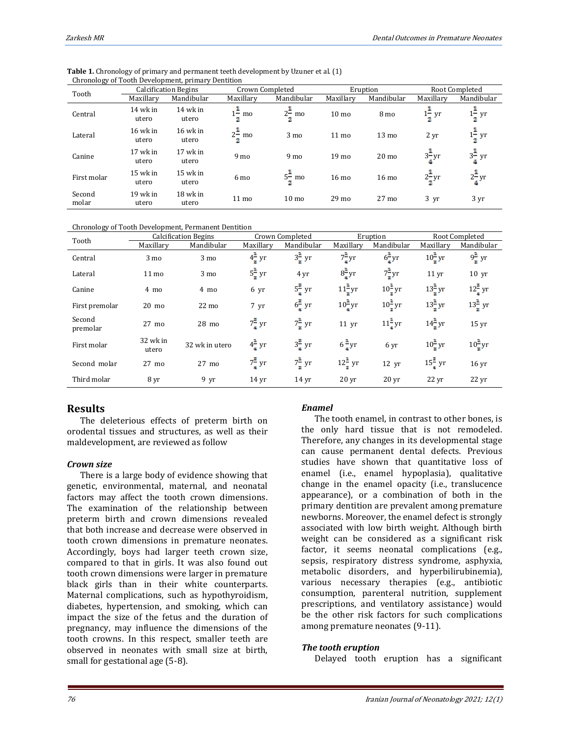**Table 1.** Chronology of primary and permanent teeth development by Uzuner et al. (1)

Chronology of Tooth Development, primary Dentition

| Tooth | Calcification Begins | | Crown Completed | | Eruption | | Root Completed | |
|---|---|---|---|---|---|---|---|---|
| | Maxillary | Mandibular | Maxillary | Mandibular | Maxillary | Mandibular | Maxillary | Mandibular |
| Central | 14 wk in utero | 14 wk in utero | $1\frac{1}{2}$ mo | $2\frac{1}{2}$ mo | 10 mo | 8 mo | $1\frac{1}{2}$ yr | $1\frac{1}{2}$ yr |
| Lateral | 16 wk in utero | 16 wk in utero | $2\frac{1}{2}$ mo | 3 mo | 11 mo | 13 mo | 2 yr | $1\frac{1}{2}$ yr |
| Canine | 17 wk in utero | 17 wk in utero | 9 mo | 9 mo | 19 mo | 20 mo | $3\frac{1}{4}$ yr | $3\frac{1}{4}$ yr |
| First molar | 15 wk in utero | 15 wk in utero | 6 mo | $5\frac{1}{2}$ mo | 16 mo | 16 mo | $2\frac{1}{2}$ yr | $2\frac{1}{4}$ yr |
| Second molar | 19 wk in utero | 18 wk in utero | 11 mo | 10 mo | 29 mo | 27 mo | 3 yr | 3 yr |

Chronology of Tooth Development, Permanent Dentition

| Tooth | Calcification Begins | | Crown Completed | | Eruption | | Root Completed | |
|---|---|---|---|---|---|---|---|---|
| | Maxillary | Mandibular | Maxillary | Mandibular | Maxillary | Mandibular | Maxillary | Mandibular |
| Central | 3 mo | 3 mo | $4\frac{1}{2}$ yr | $3\frac{1}{2}$ yr | $7\frac{1}{4}$ yr | $6\frac{1}{4}$ yr | $10\frac{1}{2}$ yr | $9\frac{1}{2}$ yr |
| Lateral | 11 mo | 3 mo | $5\frac{1}{2}$ yr | 4 yr | $8\frac{1}{4}$ yr | $7\frac{1}{2}$ yr | 11 yr | 10 yr |
| Canine | 4 mo | 4 mo | 6 yr | $5\frac{3}{4}$ yr | $11\frac{1}{2}$ yr | $10\frac{1}{2}$ yr | $13\frac{1}{2}$ yr | $12\frac{3}{4}$ yr |
| First premolar | 20 mo | 22 mo | 7 yr | $6\frac{3}{4}$ yr | $10\frac{1}{4}$ yr | $10\frac{1}{2}$ yr | $13\frac{1}{2}$ yr | $13\frac{1}{2}$ yr |
| Second premolar | 27 mo | 28 mo | $7\frac{3}{4}$ yr | $7\frac{1}{2}$ yr | 11 yr | $11\frac{1}{4}$ yr | $14\frac{1}{2}$ yr | 15 yr |
| First molar | 32 wk in utero | 32 wk in utero | $4\frac{1}{4}$ yr | $3\frac{3}{4}$ yr | $6\frac{1}{4}$ yr | 6 yr | $10\frac{1}{2}$ yr | $10\frac{1}{2}$ yr |
| Second molar | 27 mo | 27 mo | $7\frac{3}{4}$ yr | $7\frac{1}{2}$ yr | $12\frac{1}{2}$ yr | 12 yr | $15\frac{3}{4}$ yr | 16 yr |
| Third molar | 8 yr | 9 yr | 14 yr | 14 yr | 20 yr | 20 yr | 22 yr | 22 yr |

## Results

The deleterious effects of preterm birth on orodental tissues and structures, as well as their maldevelopment, are reviewed as follow

### *Crown size*

There is a large body of evidence showing that genetic, environmental, maternal, and neonatal factors may affect the tooth crown dimensions. The examination of the relationship between preterm birth and crown dimensions revealed that both increase and decrease were observed in tooth crown dimensions in premature neonates. Accordingly, boys had larger teeth crown size, compared to that in girls. It was also found out tooth crown dimensions were larger in premature black girls than in their white counterparts. Maternal complications, such as hypothyroidism, diabetes, hypertension, and smoking, which can impact the size of the fetus and the duration of pregnancy, may influence the dimensions of the tooth crowns. In this respect, smaller teeth are observed in neonates with small size at birth, small for gestational age (5-8).

### *Enamel*

The tooth enamel, in contrast to other bones, is the only hard tissue that is not remodeled. Therefore, any changes in its developmental stage can cause permanent dental defects. Previous studies have shown that quantitative loss of enamel (i.e., enamel hypoplasia), qualitative change in the enamel opacity (i.e., translucence appearance), or a combination of both in the primary dentition are prevalent among premature newborns. Moreover, the enamel defect is strongly associated with low birth weight. Although birth weight can be considered as a significant risk factor, it seems neonatal complications (e.g., sepsis, respiratory distress syndrome, asphyxia, metabolic disorders, and hyperbilirubinemia), various necessary therapies (e.g., antibiotic consumption, parenteral nutrition, supplement prescriptions, and ventilatory assistance) would be the other risk factors for such complications among premature neonates (9-11).

### *The tooth eruption*

Delayed tooth eruption has a significant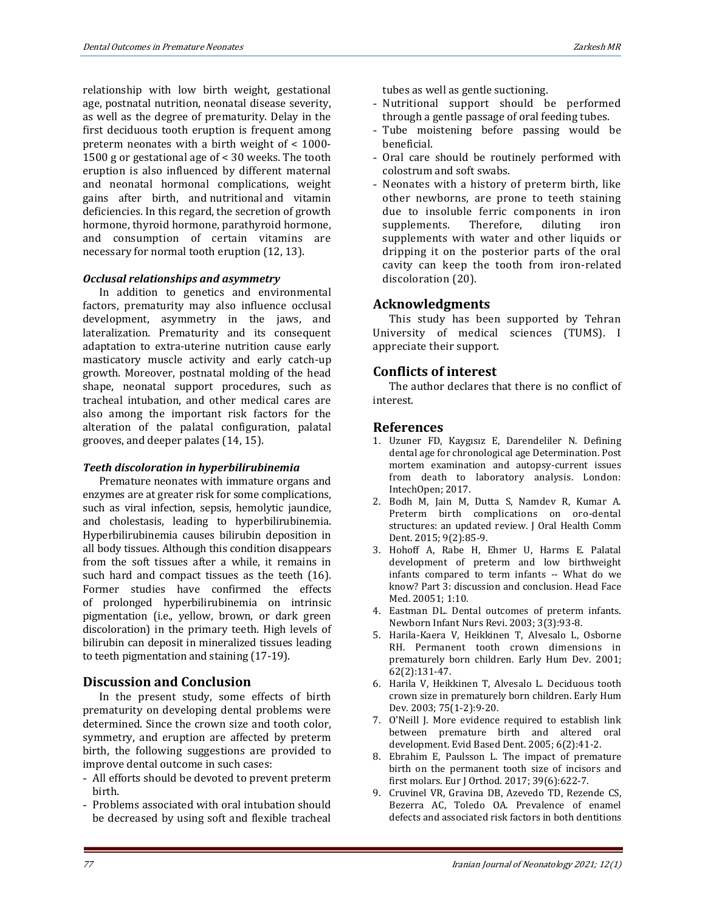relationship with low birth weight, gestational age, postnatal nutrition, neonatal disease severity, as well as the degree of prematurity. Delay in the first deciduous tooth eruption is frequent among preterm neonates with a birth weight of < 1000-1500 g or gestational age of < 30 weeks. The tooth eruption is also influenced by different maternal and neonatal hormonal complications, weight gains after birth, and nutritional and vitamin deficiencies. In this regard, the secretion of growth hormone, thyroid hormone, parathyroid hormone, and consumption of certain vitamins are necessary for normal tooth eruption (12, 13).

### *Occlusal relationships and asymmetry*

In addition to genetics and environmental factors, prematurity may also influence occlusal development, asymmetry in the jaws, and lateralization. Prematurity and its consequent adaptation to extra-uterine nutrition cause early masticatory muscle activity and early catch-up growth. Moreover, postnatal molding of the head shape, neonatal support procedures, such as tracheal intubation, and other medical cares are also among the important risk factors for the alteration of the palatal configuration, palatal grooves, and deeper palates (14, 15).

### *Teeth discoloration in hyperbilirubinemia*

Premature neonates with immature organs and enzymes are at greater risk for some complications, such as viral infection, sepsis, hemolytic jaundice, and cholestasis, leading to hyperbilirubinemia. Hyperbilirubinemia causes bilirubin deposition in all body tissues. Although this condition disappears from the soft tissues after a while, it remains in such hard and compact tissues as the teeth (16). Former studies have confirmed the effects of prolonged hyperbilirubinemia on intrinsic pigmentation (i.e., yellow, brown, or dark green discoloration) in the primary teeth. High levels of bilirubin can deposit in mineralized tissues leading to teeth pigmentation and staining (17-19).

## Discussion and Conclusion

In the present study, some effects of birth prematurity on developing dental problems were determined. Since the crown size and tooth color, symmetry, and eruption are affected by preterm birth, the following suggestions are provided to improve dental outcome in such cases:

- All efforts should be devoted to prevent preterm birth.
- Problems associated with oral intubation should be decreased by using soft and flexible tracheal tubes as well as gentle suctioning.
- Nutritional support should be performed through a gentle passage of oral feeding tubes.
- Tube moistening before passing would be beneficial.
- Oral care should be routinely performed with colostrum and soft swabs.
- Neonates with a history of preterm birth, like other newborns, are prone to teeth staining due to insoluble ferric components in iron supplements. Therefore, diluting iron supplements with water and other liquids or dripping it on the posterior parts of the oral cavity can keep the tooth from iron-related discoloration (20).

## Acknowledgments

This study has been supported by Tehran University of medical sciences (TUMS). I appreciate their support.

## Conflicts of interest

The author declares that there is no conflict of interest.

## References

1. Uzuner FD, Kaygısız E, Darendeliler N. Defining dental age for chronological age Determination. Post mortem examination and autopsy-current issues from death to laboratory analysis. London: IntechOpen; 2017.
2. Bodh M, Jain M, Dutta S, Namdev R, Kumar A. Preterm birth complications on oro-dental structures: an updated review. J Oral Health Comm Dent. 2015; 9(2):85-9.
3. Hohoff A, Rabe H, Ehmer U, Harms E. Palatal development of preterm and low birthweight infants compared to term infants -- What do we know? Part 3: discussion and conclusion. Head Face Med. 20051; 1:10.
4. Eastman DL. Dental outcomes of preterm infants. Newborn Infant Nurs Revi. 2003; 3(3):93-8.
5. Harila-Kaera V, Heikkinen T, Alvesalo L, Osborne RH. Permanent tooth crown dimensions in prematurely born children. Early Hum Dev. 2001; 62(2):131-47.
6. Harila V, Heikkinen T, Alvesalo L. Deciduous tooth crown size in prematurely born children. Early Hum Dev. 2003; 75(1-2):9-20.
7. O'Neill J. More evidence required to establish link between premature birth and altered oral development. Evid Based Dent. 2005; 6(2):41-2.
8. Ebrahim E, Paulsson L. The impact of premature birth on the permanent tooth size of incisors and first molars. Eur J Orthod. 2017; 39(6):622-7.
9. Cruvinel VR, Gravina DB, Azevedo TD, Rezende CS, Bezerra AC, Toledo OA. Prevalence of enamel defects and associated risk factors in both dentitions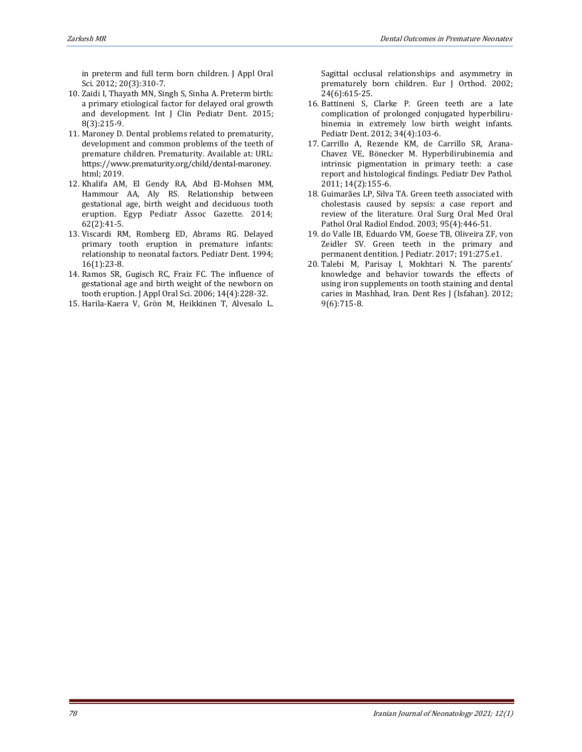in preterm and full term born children. J Appl Oral Sci. 2012; 20(3):310-7.

10. Zaidi I, Thayath MN, Singh S, Sinha A. Preterm birth: a primary etiological factor for delayed oral growth and development. Int J Clin Pediatr Dent. 2015; 8(3):215-9.
11. Maroney D. Dental problems related to prematurity, development and common problems of the teeth of premature children. Prematurity. Available at: URL: https://www.prematurity.org/child/dental-maroney.html; 2019.
12. Khalifa AM, El Gendy RA, Abd El-Mohsen MM, Hammour AA, Aly RS. Relationship between gestational age, birth weight and deciduous tooth eruption. Egyp Pediatr Assoc Gazette. 2014; 62(2):41-5.
13. Viscardi RM, Romberg ED, Abrams RG. Delayed primary tooth eruption in premature infants: relationship to neonatal factors. Pediatr Dent. 1994; 16(1):23-8.
14. Ramos SR, Gugisch RC, Fraiz FC. The influence of gestational age and birth weight of the newborn on tooth eruption. J Appl Oral Sci. 2006; 14(4):228-32.
15. Harila-Kaera V, Grön M, Heikkinen T, Alvesalo L. Sagittal occlusal relationships and asymmetry in prematurely born children. Eur J Orthod. 2002; 24(6):615-25.
16. Battineni S, Clarke P. Green teeth are a late complication of prolonged conjugated hyperbilirubinemia in extremely low birth weight infants. Pediatr Dent. 2012; 34(4):103-6.
17. Carrillo A, Rezende KM, de Carrillo SR, Arana-Chavez VE, Bönecker M. Hyperbilirubinemia and intrinsic pigmentation in primary teeth: a case report and histological findings. Pediatr Dev Pathol. 2011; 14(2):155-6.
18. Guimarães LP, Silva TA. Green teeth associated with cholestasis caused by sepsis: a case report and review of the literature. Oral Surg Oral Med Oral Pathol Oral Radiol Endod. 2003; 95(4):446-51.
19. do Valle IB, Eduardo VM, Goese TB, Oliveira ZF, von Zeidler SV. Green teeth in the primary and permanent dentition. J Pediatr. 2017; 191:275.e1.
20. Talebi M, Parisay I, Mokhtari N. The parents' knowledge and behavior towards the effects of using iron supplements on tooth staining and dental caries in Mashhad, Iran. Dent Res J (Isfahan). 2012; 9(6):715-8.